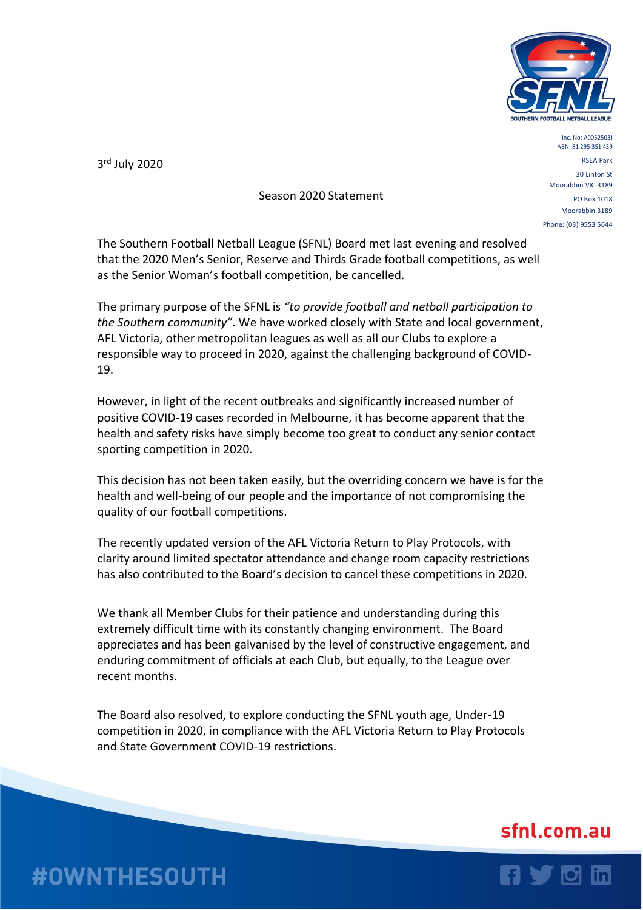Inc. No: A0052503J
ABN: 81 295 351 439

RSEA Park
30 Linton St
Moorabbin VIC 3189
PO Box 1018
Moorabbin 3189
Phone: (03) 9553 5644

3rd July 2020

Season 2020 Statement

The Southern Football Netball League (SFNL) Board met last evening and resolved that the 2020 Men's Senior, Reserve and Thirds Grade football competitions, as well as the Senior Woman's football competition, be cancelled.

The primary purpose of the SFNL is *"to provide football and netball participation to the Southern community"*. We have worked closely with State and local government, AFL Victoria, other metropolitan leagues as well as all our Clubs to explore a responsible way to proceed in 2020, against the challenging background of COVID-19.

However, in light of the recent outbreaks and significantly increased number of positive COVID-19 cases recorded in Melbourne, it has become apparent that the health and safety risks have simply become too great to conduct any senior contact sporting competition in 2020.

This decision has not been taken easily, but the overriding concern we have is for the health and well-being of our people and the importance of not compromising the quality of our football competitions.

The recently updated version of the AFL Victoria Return to Play Protocols, with clarity around limited spectator attendance and change room capacity restrictions has also contributed to the Board's decision to cancel these competitions in 2020.

We thank all Member Clubs for their patience and understanding during this extremely difficult time with its constantly changing environment. The Board appreciates and has been galvanised by the level of constructive engagement, and enduring commitment of officials at each Club, but equally, to the League over recent months.

The Board also resolved, to explore conducting the SFNL youth age, Under-19 competition in 2020, in compliance with the AFL Victoria Return to Play Protocols and State Government COVID-19 restrictions.

sfnl.com.au

#OWNTHESOUTH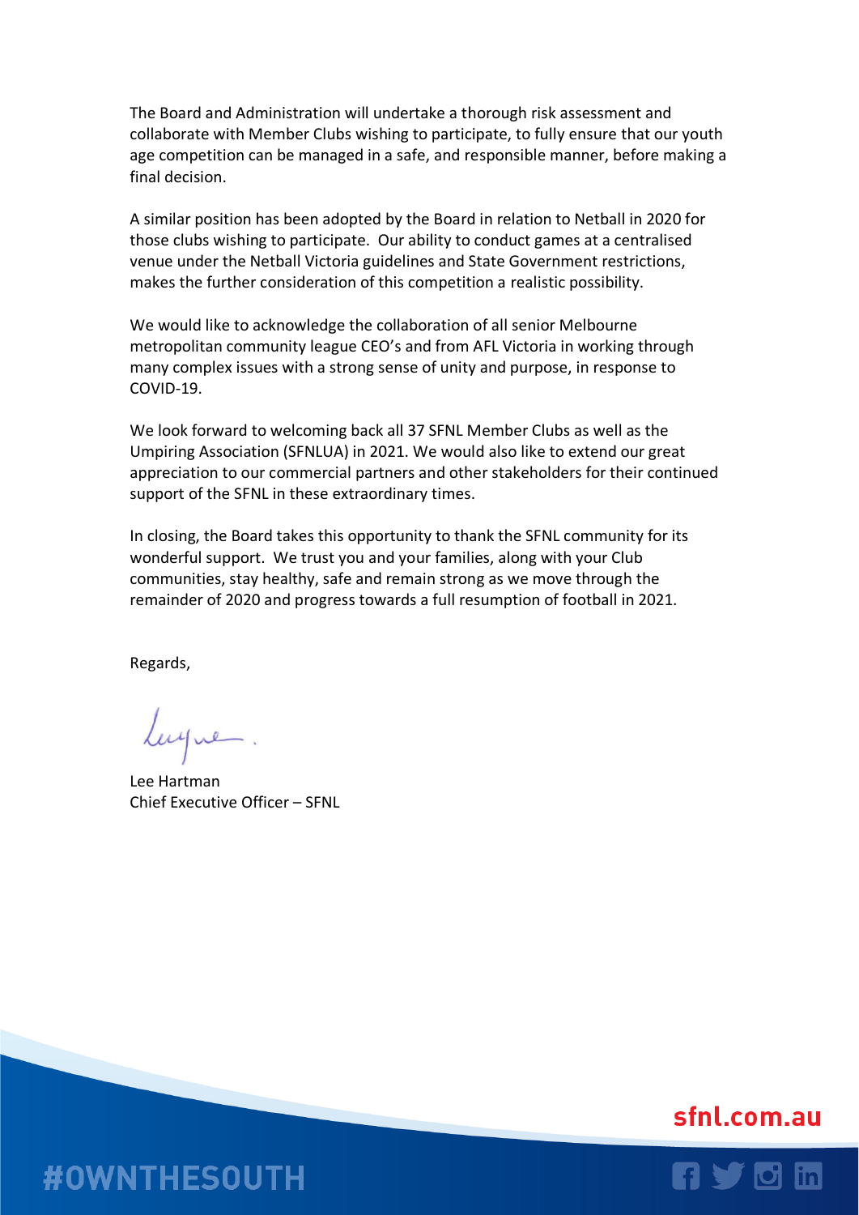The Board and Administration will undertake a thorough risk assessment and collaborate with Member Clubs wishing to participate, to fully ensure that our youth age competition can be managed in a safe, and responsible manner, before making a final decision.

A similar position has been adopted by the Board in relation to Netball in 2020 for those clubs wishing to participate. Our ability to conduct games at a centralised venue under the Netball Victoria guidelines and State Government restrictions, makes the further consideration of this competition a realistic possibility.

We would like to acknowledge the collaboration of all senior Melbourne metropolitan community league CEO's and from AFL Victoria in working through many complex issues with a strong sense of unity and purpose, in response to COVID-19.

We look forward to welcoming back all 37 SFNL Member Clubs as well as the Umpiring Association (SFNLUA) in 2021. We would also like to extend our great appreciation to our commercial partners and other stakeholders for their continued support of the SFNL in these extraordinary times.

In closing, the Board takes this opportunity to thank the SFNL community for its wonderful support. We trust you and your families, along with your Club communities, stay healthy, safe and remain strong as we move through the remainder of 2020 and progress towards a full resumption of football in 2021.

Regards,

Lee Hartman
Chief Executive Officer – SFNL

sfnl.com.au

#OWNTHESOUTH